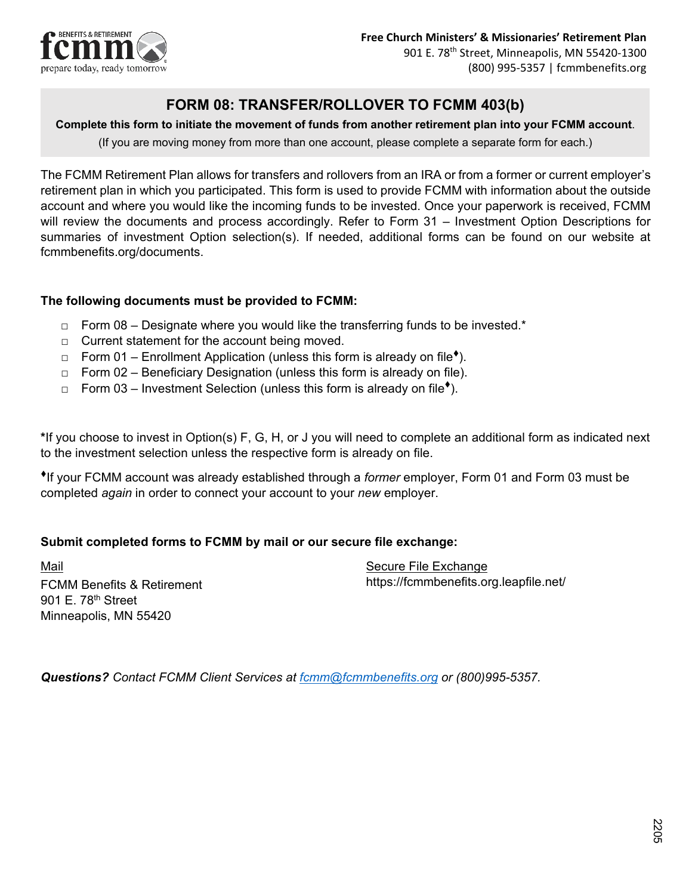**Free Church Ministers' & Missionaries' Retirement Plan**
901 E. 78th Street, Minneapolis, MN 55420-1300
(800) 995-5357 | fcmmbenefits.org

# FORM 08: TRANSFER/ROLLOVER TO FCMM 403(b)

**Complete this form to initiate the movement of funds from another retirement plan into your FCMM account**.

(If you are moving money from more than one account, please complete a separate form for each.)

The FCMM Retirement Plan allows for transfers and rollovers from an IRA or from a former or current employer's retirement plan in which you participated. This form is used to provide FCMM with information about the outside account and where you would like the incoming funds to be invested. Once your paperwork is received, FCMM will review the documents and process accordingly. Refer to Form 31 – Investment Option Descriptions for summaries of investment Option selection(s). If needed, additional forms can be found on our website at fcmmbenefits.org/documents.

**The following documents must be provided to FCMM:**

- □ Form 08 – Designate where you would like the transferring funds to be invested.*
- □ Current statement for the account being moved.
- □ Form 01 – Enrollment Application (unless this form is already on file♦).
- □ Form 02 – Beneficiary Designation (unless this form is already on file).
- □ Form 03 – Investment Selection (unless this form is already on file♦).

*If you choose to invest in Option(s) F, G, H, or J you will need to complete an additional form as indicated next to the investment selection unless the respective form is already on file.

♦If your FCMM account was already established through a *former* employer, Form 01 and Form 03 must be completed *again* in order to connect your account to your *new* employer.

**Submit completed forms to FCMM by mail or our secure file exchange:**

Mail
FCMM Benefits & Retirement
901 E. 78th Street
Minneapolis, MN 55420

Secure File Exchange
https://fcmmbenefits.org.leapfile.net/

***Questions?*** *Contact FCMM Client Services at fcmm@fcmmbenefits.org or (800)995-5357.*

2205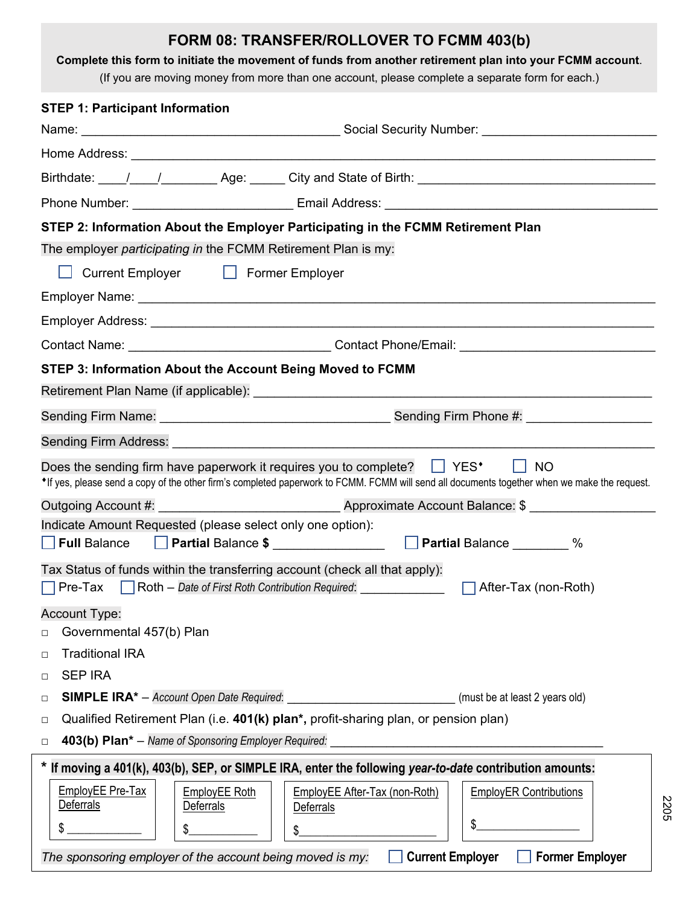# FORM 08: TRANSFER/ROLLOVER TO FCMM 403(b)

**Complete this form to initiate the movement of funds from another retirement plan into your FCMM account.**
(If you are moving money from more than one account, please complete a separate form for each.)

**STEP 1: Participant Information**

Name: ______________________________ Social Security Number: ______________________

Home Address: ______________________________________________________________

Birthdate: ____/____/________ Age: _____ City and State of Birth: ____________________________

Phone Number: ______________________ Email Address: ____________________________________

**STEP 2: Information About the Employer Participating in the FCMM Retirement Plan**

The employer *participating in* the FCMM Retirement Plan is my:

☐ Current Employer ☐ Former Employer

Employer Name: ______________________________________________________________

Employer Address: ____________________________________________________________

Contact Name: ____________________________ Contact Phone/Email: __________________________

**STEP 3: Information About the Account Being Moved to FCMM**

Retirement Plan Name (if applicable): __________________________________________________

Sending Firm Name: ______________________________ Sending Firm Phone #: __________________

Sending Firm Address: ______________________________________________________________

Does the sending firm have paperwork it requires you to complete? ☐ YES♦ ☐ NO

♦If yes, please send a copy of the other firm's completed paperwork to FCMM. FCMM will send all documents together when we make the request.

Outgoing Account #: ________________________ Approximate Account Balance: $ __________________

Indicate Amount Requested (please select only one option):

☐ **Full** Balance ☐ **Partial** Balance **$** ________________ ☐ **Partial** Balance ________ %

Tax Status of funds within the transferring account (check all that apply):

☐ Pre-Tax ☐ Roth – *Date of First Roth Contribution Required*: ____________ ☐ After-Tax (non-Roth)

Account Type:

- ☐ Governmental 457(b) Plan
- ☐ Traditional IRA
- ☐ SEP IRA
- ☐ **SIMPLE IRA*** – *Account Open Date Required*: ________________________ (must be at least 2 years old)
- ☐ Qualified Retirement Plan (i.e. **401(k) plan***, profit-sharing plan, or pension plan)
- ☐ **403(b) Plan*** – *Name of Sponsoring Employer Required*: ________________________________________

**\* If moving a 401(k), 403(b), SEP, or SIMPLE IRA, enter the following *year-to-date* contribution amounts:**

| EmployEE Pre-Tax Deferrals | EmployEE Roth Deferrals | EmployEE After-Tax (non-Roth) Deferrals | EmployER Contributions |
|---|---|---|---|
| $ ____________ | $ ____________ | $ ____________________ | $ ________________ |

*The sponsoring employer of the account being moved is my:* ☐ **Current Employer** ☐ **Former Employer**

2205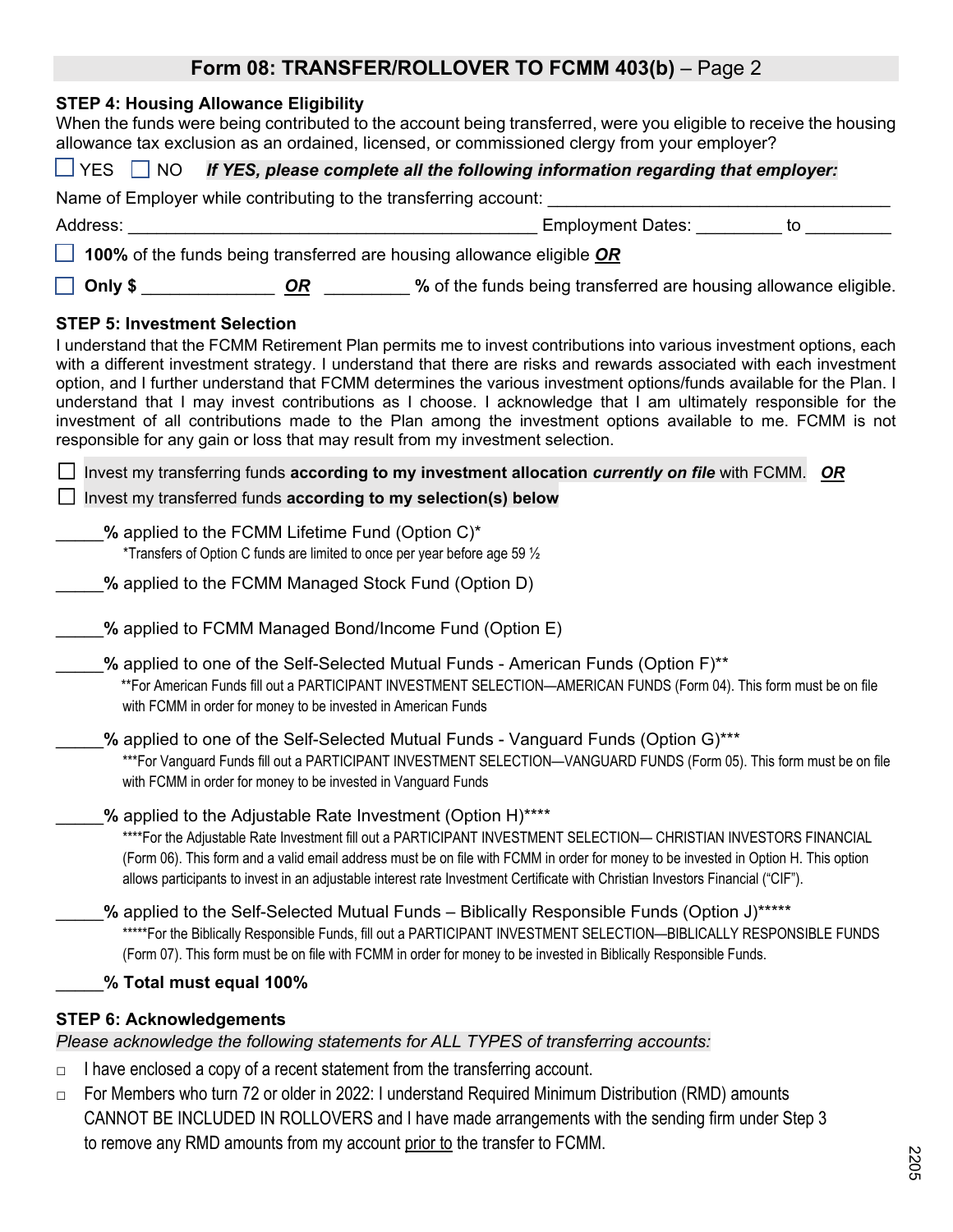## Form 08: TRANSFER/ROLLOVER TO FCMM 403(b) – Page 2

**STEP 4: Housing Allowance Eligibility**

When the funds were being contributed to the account being transferred, were you eligible to receive the housing allowance tax exclusion as an ordained, licensed, or commissioned clergy from your employer?

☐ YES ☐ NO ***If YES, please complete all the following information regarding that employer:***

Name of Employer while contributing to the transferring account: ___________________________________

Address: __________________________________________ Employment Dates: _________ to _________

☐ **100%** of the funds being transferred are housing allowance eligible ***OR***

☐ **Only $** ______________ ***OR*** _________ **%** of the funds being transferred are housing allowance eligible.

**STEP 5: Investment Selection**

I understand that the FCMM Retirement Plan permits me to invest contributions into various investment options, each with a different investment strategy. I understand that there are risks and rewards associated with each investment option, and I further understand that FCMM determines the various investment options/funds available for the Plan. I understand that I may invest contributions as I choose. I acknowledge that I am ultimately responsible for the investment of all contributions made to the Plan among the investment options available to me. FCMM is not responsible for any gain or loss that may result from my investment selection.

☐ Invest my transferring funds **according to my investment allocation *currently on file*** with FCMM. ***OR***

☐ Invest my transferred funds **according to my selection(s) below**

_____**%** applied to the FCMM Lifetime Fund (Option C)*

*Transfers of Option C funds are limited to once per year before age 59 ½

_____**%** applied to the FCMM Managed Stock Fund (Option D)

_____**%** applied to FCMM Managed Bond/Income Fund (Option E)

_____**%** applied to one of the Self-Selected Mutual Funds - American Funds (Option F)**

**For American Funds fill out a PARTICIPANT INVESTMENT SELECTION—AMERICAN FUNDS (Form 04). This form must be on file with FCMM in order for money to be invested in American Funds

_____**%** applied to one of the Self-Selected Mutual Funds - Vanguard Funds (Option G)***

***For Vanguard Funds fill out a PARTICIPANT INVESTMENT SELECTION—VANGUARD FUNDS (Form 05). This form must be on file with FCMM in order for money to be invested in Vanguard Funds

_____**%** applied to the Adjustable Rate Investment (Option H)****

****For the Adjustable Rate Investment fill out a PARTICIPANT INVESTMENT SELECTION— CHRISTIAN INVESTORS FINANCIAL (Form 06). This form and a valid email address must be on file with FCMM in order for money to be invested in Option H. This option allows participants to invest in an adjustable interest rate Investment Certificate with Christian Investors Financial ("CIF").

_____**%** applied to the Self-Selected Mutual Funds – Biblically Responsible Funds (Option J)*****

*****For the Biblically Responsible Funds, fill out a PARTICIPANT INVESTMENT SELECTION—BIBLICALLY RESPONSIBLE FUNDS (Form 07). This form must be on file with FCMM in order for money to be invested in Biblically Responsible Funds.

_____**% Total must equal 100%**

**STEP 6: Acknowledgements**

*Please acknowledge the following statements for ALL TYPES of transferring accounts:*

- ☐ I have enclosed a copy of a recent statement from the transferring account.
- ☐ For Members who turn 72 or older in 2022: I understand Required Minimum Distribution (RMD) amounts CANNOT BE INCLUDED IN ROLLOVERS and I have made arrangements with the sending firm under Step 3 to remove any RMD amounts from my account prior to the transfer to FCMM.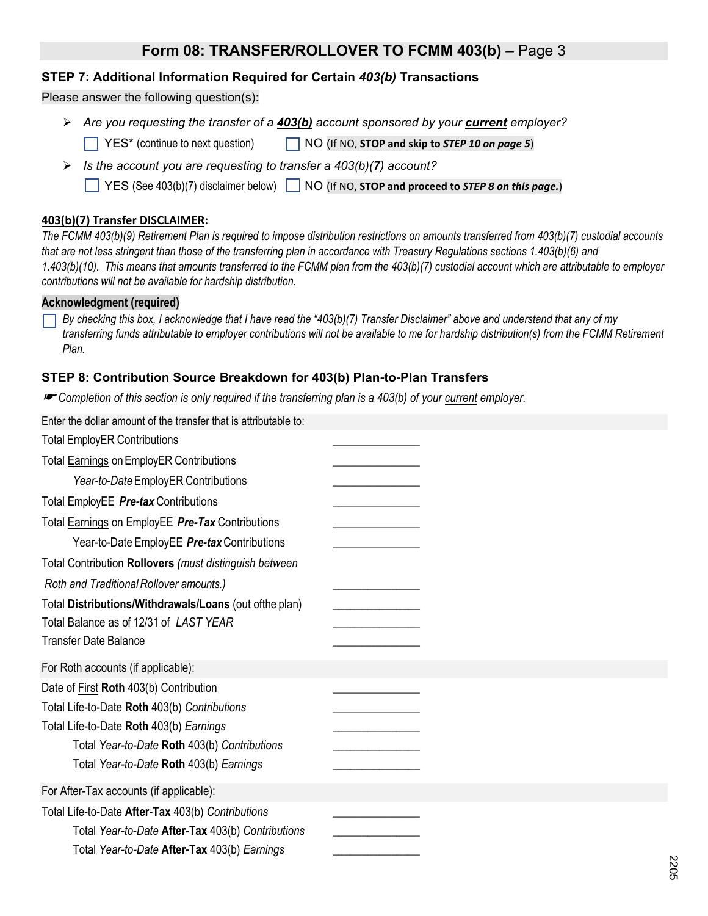## Form 08: TRANSFER/ROLLOVER TO FCMM 403(b) – Page 3

### STEP 7: Additional Information Required for Certain *403(b)* Transactions

Please answer the following question(s)**:**

- *Are you requesting the transfer of a **403(b)** account sponsored by your **current** employer?*

  ☐ YES* (continue to next question) ☐ NO (If NO, **STOP and skip to *STEP 10 on page 5***)

- *Is the account you are requesting to transfer a 403(b)(**7**) account?*

  ☐ YES (See 403(b)(7) disclaimer below) ☐ NO (If NO, **STOP and proceed to *STEP 8 on this page.***)

**403(b)(7) Transfer DISCLAIMER:**

*The FCMM 403(b)(9) Retirement Plan is required to impose distribution restrictions on amounts transferred from 403(b)(7) custodial accounts that are not less stringent than those of the transferring plan in accordance with Treasury Regulations sections 1.403(b)(6) and 1.403(b)(10). This means that amounts transferred to the FCMM plan from the 403(b)(7) custodial account which are attributable to employer contributions will not be available for hardship distribution.*

**Acknowledgment (required)**

☐ *By checking this box, I acknowledge that I have read the "403(b)(7) Transfer Disclaimer" above and understand that any of my transferring funds attributable to employer contributions will not be available to me for hardship distribution(s) from the FCMM Retirement Plan.*

### STEP 8: Contribution Source Breakdown for 403(b) Plan-to-Plan Transfers

☛ *Completion of this section is only required if the transferring plan is a 403(b) of your current employer.*

Enter the dollar amount of the transfer that is attributable to:

| | |
|---|---|
| Total EmployER Contributions | ____________ |
| Total Earnings on EmployER Contributions | ____________ |
| *Year-to-Date* EmployER Contributions | ____________ |
| Total EmployEE ***Pre-tax*** Contributions | ____________ |
| Total Earnings on EmployEE ***Pre-Tax*** Contributions | ____________ |
| Year-to-Date EmployEE ***Pre-tax*** Contributions | ____________ |
| Total Contribution **Rollovers** *(must distinguish between Roth and Traditional Rollover amounts.)* | ____________ |
| Total **Distributions/Withdrawals/Loans** (out of the plan) | ____________ |
| Total Balance as of 12/31 of *LAST YEAR* | ____________ |
| Transfer Date Balance | ____________ |

For Roth accounts (if applicable):

| | |
|---|---|
| Date of First **Roth** 403(b) Contribution | ____________ |
| Total Life-to-Date **Roth** 403(b) *Contributions* | ____________ |
| Total Life-to-Date **Roth** 403(b) *Earnings* | ____________ |
| Total *Year-to-Date* **Roth** 403(b) *Contributions* | ____________ |
| Total *Year-to-Date* **Roth** 403(b) *Earnings* | ____________ |

For After-Tax accounts (if applicable):

| | |
|---|---|
| Total Life-to-Date **After-Tax** 403(b) *Contributions* | ____________ |
| Total *Year-to-Date* **After-Tax** 403(b) *Contributions* | ____________ |
| Total *Year-to-Date* **After-Tax** 403(b) *Earnings* | ____________ |

2205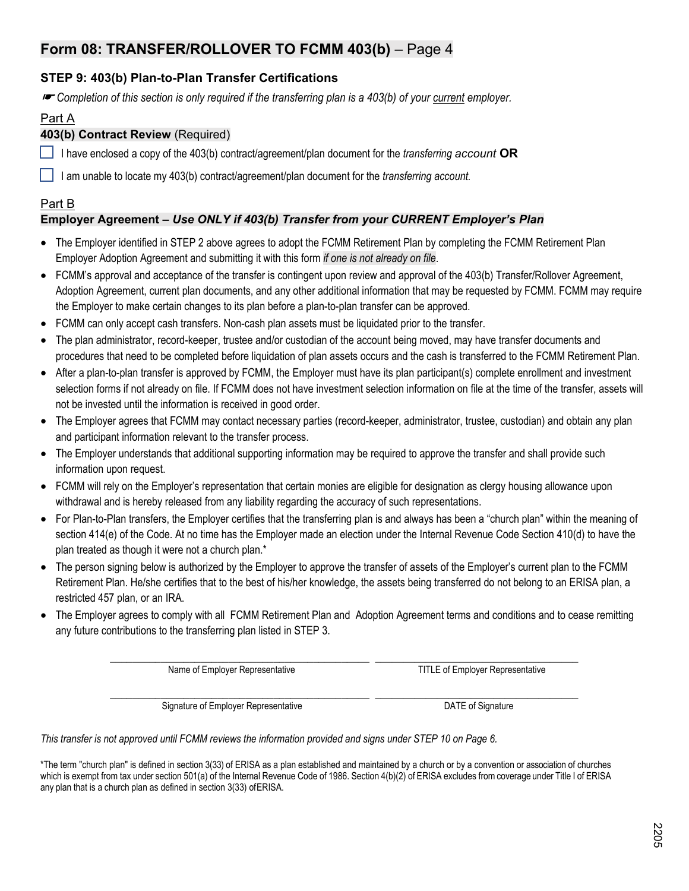## Form 08: TRANSFER/ROLLOVER TO FCMM 403(b) – Page 4

### STEP 9: 403(b) Plan-to-Plan Transfer Certifications

☛ *Completion of this section is only required if the transferring plan is a 403(b) of your current employer.*

Part A

**403(b) Contract Review** (Required)

☐ I have enclosed a copy of the 403(b) contract/agreement/plan document for the *transferring account* **OR**

☐ I am unable to locate my 403(b) contract/agreement/plan document for the *transferring account.*

Part B

**Employer Agreement – *Use ONLY if 403(b) Transfer from your CURRENT Employer's Plan***

- The Employer identified in STEP 2 above agrees to adopt the FCMM Retirement Plan by completing the FCMM Retirement Plan Employer Adoption Agreement and submitting it with this form *if one is not already on file*.
- FCMM's approval and acceptance of the transfer is contingent upon review and approval of the 403(b) Transfer/Rollover Agreement, Adoption Agreement, current plan documents, and any other additional information that may be requested by FCMM. FCMM may require the Employer to make certain changes to its plan before a plan-to-plan transfer can be approved.
- FCMM can only accept cash transfers. Non-cash plan assets must be liquidated prior to the transfer.
- The plan administrator, record-keeper, trustee and/or custodian of the account being moved, may have transfer documents and procedures that need to be completed before liquidation of plan assets occurs and the cash is transferred to the FCMM Retirement Plan.
- After a plan-to-plan transfer is approved by FCMM, the Employer must have its plan participant(s) complete enrollment and investment selection forms if not already on file. If FCMM does not have investment selection information on file at the time of the transfer, assets will not be invested until the information is received in good order.
- The Employer agrees that FCMM may contact necessary parties (record-keeper, administrator, trustee, custodian) and obtain any plan and participant information relevant to the transfer process.
- The Employer understands that additional supporting information may be required to approve the transfer and shall provide such information upon request.
- FCMM will rely on the Employer's representation that certain monies are eligible for designation as clergy housing allowance upon withdrawal and is hereby released from any liability regarding the accuracy of such representations.
- For Plan-to-Plan transfers, the Employer certifies that the transferring plan is and always has been a "church plan" within the meaning of section 414(e) of the Code. At no time has the Employer made an election under the Internal Revenue Code Section 410(d) to have the plan treated as though it were not a church plan.*
- The person signing below is authorized by the Employer to approve the transfer of assets of the Employer's current plan to the FCMM Retirement Plan. He/she certifies that to the best of his/her knowledge, the assets being transferred do not belong to an ERISA plan, a restricted 457 plan, or an IRA.
- The Employer agrees to comply with all FCMM Retirement Plan and Adoption Agreement terms and conditions and to cease remitting any future contributions to the transferring plan listed in STEP 3.

| | |
|---|---|
| Name of Employer Representative | TITLE of Employer Representative |
| Signature of Employer Representative | DATE of Signature |

*This transfer is not approved until FCMM reviews the information provided and signs under STEP 10 on Page 6.*

*The term "church plan" is defined in section 3(33) of ERISA as a plan established and maintained by a church or by a convention or association of churches which is exempt from tax under section 501(a) of the Internal Revenue Code of 1986. Section 4(b)(2) of ERISA excludes from coverage under Title I of ERISA any plan that is a church plan as defined in section 3(33) of ERISA.

2205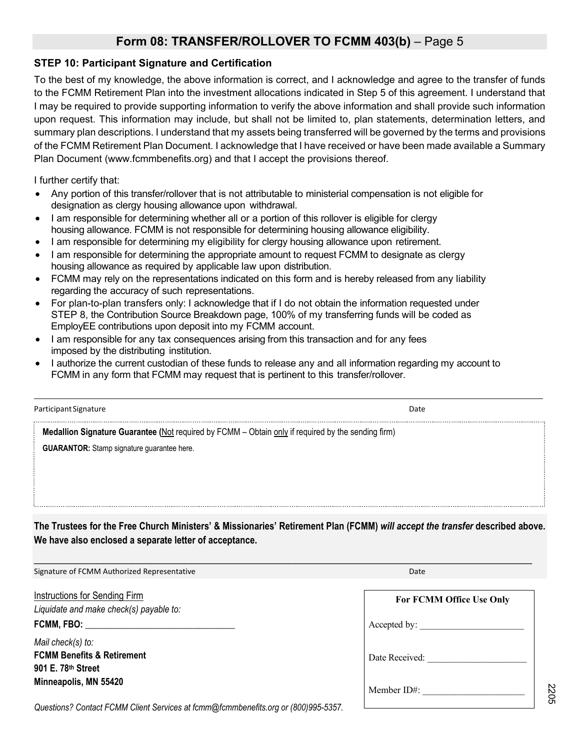## Form 08: TRANSFER/ROLLOVER TO FCMM 403(b) – Page 5

### STEP 10: Participant Signature and Certification

To the best of my knowledge, the above information is correct, and I acknowledge and agree to the transfer of funds to the FCMM Retirement Plan into the investment allocations indicated in Step 5 of this agreement. I understand that I may be required to provide supporting information to verify the above information and shall provide such information upon request. This information may include, but shall not be limited to, plan statements, determination letters, and summary plan descriptions. I understand that my assets being transferred will be governed by the terms and provisions of the FCMM Retirement Plan Document. I acknowledge that I have received or have been made available a Summary Plan Document (www.fcmmbenefits.org) and that I accept the provisions thereof.

I further certify that:

- Any portion of this transfer/rollover that is not attributable to ministerial compensation is not eligible for designation as clergy housing allowance upon withdrawal.
- I am responsible for determining whether all or a portion of this rollover is eligible for clergy housing allowance. FCMM is not responsible for determining housing allowance eligibility.
- I am responsible for determining my eligibility for clergy housing allowance upon retirement.
- I am responsible for determining the appropriate amount to request FCMM to designate as clergy housing allowance as required by applicable law upon distribution.
- FCMM may rely on the representations indicated on this form and is hereby released from any liability regarding the accuracy of such representations.
- For plan-to-plan transfers only: I acknowledge that if I do not obtain the information requested under STEP 8, the Contribution Source Breakdown page, 100% of my transferring funds will be coded as EmployEE contributions upon deposit into my FCMM account.
- I am responsible for any tax consequences arising from this transaction and for any fees imposed by the distributing institution.
- I authorize the current custodian of these funds to release any and all information regarding my account to FCMM in any form that FCMM may request that is pertinent to this transfer/rollover.

______________________________________________________________________

Participant Signature　　　　　　　　　　　　　　　　　　　　　　　　　Date

**Medallion Signature Guarantee (**Not required by FCMM – Obtain only if required by the sending firm)

**GUARANTOR:** Stamp signature guarantee here.

**The Trustees for the Free Church Ministers' & Missionaries' Retirement Plan (FCMM)** ***will accept the transfer*** **described above. We have also enclosed a separate letter of acceptance.**

______________________________________________________________________

Signature of FCMM Authorized Representative　　　　　　　　　　　　　　Date

Instructions for Sending Firm

*Liquidate and make check(s) payable to:*

**FCMM, FBO:** ______________________________

*Mail check(s) to:*

**FCMM Benefits & Retirement**
**901 E. 78th Street**
**Minneapolis, MN 55420**

*Questions? Contact FCMM Client Services at fcmm@fcmmbenefits.org or (800)995-5357.*

**For FCMM Office Use Only**

Accepted by: ______________________

Date Received: ______________________

Member ID#: ______________________

2205